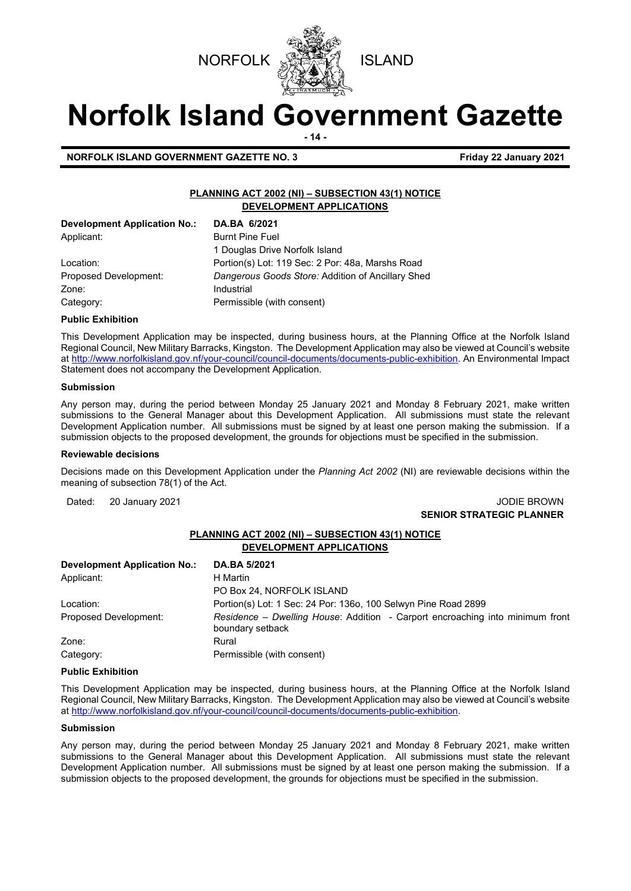# Norfolk Island Government Gazette

**NORFOLK ISLAND GOVERNMENT GAZETTE NO. 3** **Friday 22 January 2021**

## PLANNING ACT 2002 (NI) – SUBSECTION 43(1) NOTICE
## DEVELOPMENT APPLICATIONS

| **Development Application No.:** | **DA.BA 6/2021** |
|---|---|
| Applicant: | Burnt Pine Fuel<br>1 Douglas Drive Norfolk Island |
| Location: | Portion(s) Lot: 119 Sec: 2 Por: 48a, Marshs Road |
| Proposed Development: | *Dangerous Goods Store:* Addition of Ancillary Shed |
| Zone: | Industrial |
| Category: | Permissible (with consent) |

**Public Exhibition**

This Development Application may be inspected, during business hours, at the Planning Office at the Norfolk Island Regional Council, New Military Barracks, Kingston. The Development Application may also be viewed at Council's website at http://www.norfolkisland.gov.nf/your-council/council-documents/documents-public-exhibition. An Environmental Impact Statement does not accompany the Development Application.

**Submission**

Any person may, during the period between Monday 25 January 2021 and Monday 8 February 2021, make written submissions to the General Manager about this Development Application. All submissions must state the relevant Development Application number. All submissions must be signed by at least one person making the submission. If a submission objects to the proposed development, the grounds for objections must be specified in the submission.

**Reviewable decisions**

Decisions made on this Development Application under the *Planning Act 2002* (NI) are reviewable decisions within the meaning of subsection 78(1) of the Act.

Dated: 20 January 2021

JODIE BROWN
**SENIOR STRATEGIC PLANNER**

## PLANNING ACT 2002 (NI) – SUBSECTION 43(1) NOTICE
## DEVELOPMENT APPLICATIONS

| **Development Application No.:** | **DA.BA 5/2021** |
|---|---|
| Applicant: | H Martin<br>PO Box 24, NORFOLK ISLAND |
| Location: | Portion(s) Lot: 1 Sec: 24 Por: 136o, 100 Selwyn Pine Road 2899 |
| Proposed Development: | *Residence – Dwelling House*: Addition - Carport encroaching into minimum front boundary setback |
| Zone: | Rural |
| Category: | Permissible (with consent) |

**Public Exhibition**

This Development Application may be inspected, during business hours, at the Planning Office at the Norfolk Island Regional Council, New Military Barracks, Kingston. The Development Application may also be viewed at Council's website at http://www.norfolkisland.gov.nf/your-council/council-documents/documents-public-exhibition.

**Submission**

Any person may, during the period between Monday 25 January 2021 and Monday 8 February 2021, make written submissions to the General Manager about this Development Application. All submissions must state the relevant Development Application number. All submissions must be signed by at least one person making the submission. If a submission objects to the proposed development, the grounds for objections must be specified in the submission.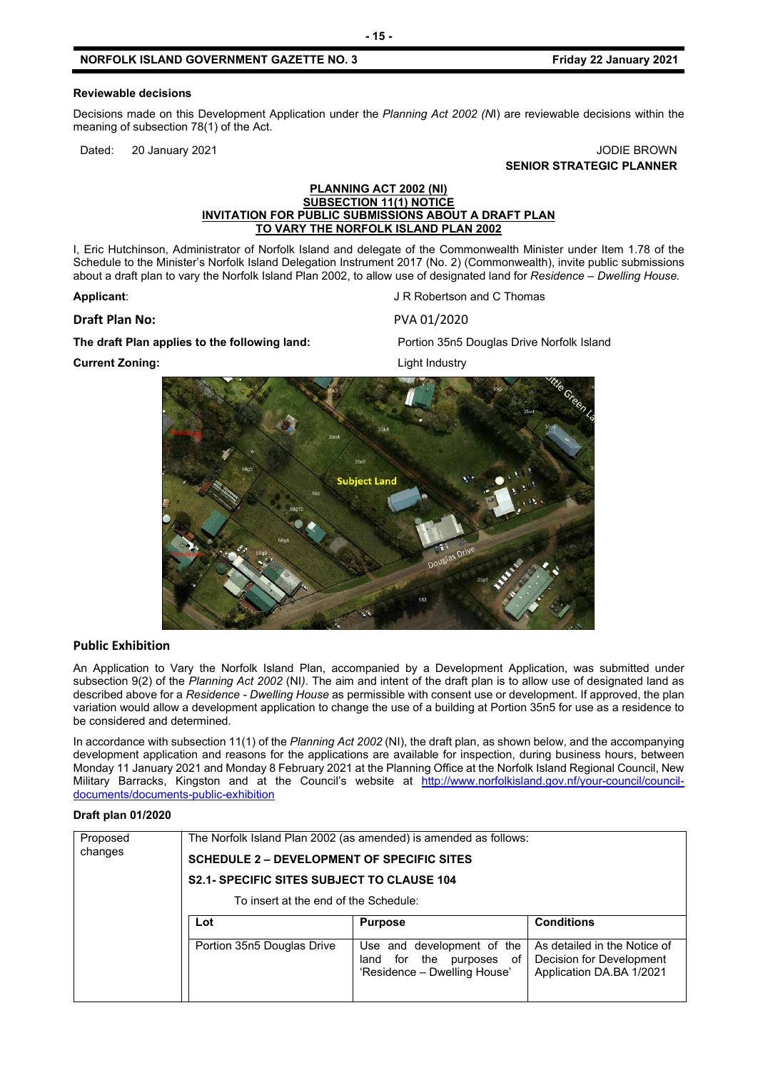**Reviewable decisions**

Decisions made on this Development Application under the *Planning Act 2002 (N*I) are reviewable decisions within the meaning of subsection 78(1) of the Act.

Dated: 20 January 2021

JODIE BROWN
**SENIOR STRATEGIC PLANNER**

**PLANNING ACT 2002 (NI)**
**SUBSECTION 11(1) NOTICE**
**INVITATION FOR PUBLIC SUBMISSIONS ABOUT A DRAFT PLAN**
**TO VARY THE NORFOLK ISLAND PLAN 2002**

I, Eric Hutchinson, Administrator of Norfolk Island and delegate of the Commonwealth Minister under Item 1.78 of the Schedule to the Minister's Norfolk Island Delegation Instrument 2017 (No. 2) (Commonwealth), invite public submissions about a draft plan to vary the Norfolk Island Plan 2002, to allow use of designated land for *Residence – Dwelling House.*

**Applicant**: J R Robertson and C Thomas

**Draft Plan No:** PVA 01/2020

**The draft Plan applies to the following land:** Portion 35n5 Douglas Drive Norfolk Island

**Current Zoning:** Light Industry

**Public Exhibition**

An Application to Vary the Norfolk Island Plan, accompanied by a Development Application, was submitted under subsection 9(2) of the *Planning Act 2002* (NI*)*. The aim and intent of the draft plan is to allow use of designated land as described above for a *Residence - Dwelling House* as permissible with consent use or development. If approved, the plan variation would allow a development application to change the use of a building at Portion 35n5 for use as a residence to be considered and determined.

In accordance with subsection 11(1) of the *Planning Act 2002* (NI), the draft plan, as shown below, and the accompanying development application and reasons for the applications are available for inspection, during business hours, between Monday 11 January 2021 and Monday 8 February 2021 at the Planning Office at the Norfolk Island Regional Council, New Military Barracks, Kingston and at the Council's website at http://www.norfolkisland.gov.nf/your-council/council-documents/documents-public-exhibition

**Draft plan 01/2020**

| Proposed changes | The Norfolk Island Plan 2002 (as amended) is amended as follows: | | |
|---|---|---|---|
| | **SCHEDULE 2 – DEVELOPMENT OF SPECIFIC SITES** | | |
| | **S2.1- SPECIFIC SITES SUBJECT TO CLAUSE 104** | | |
| | To insert at the end of the Schedule: | | |
| | **Lot** | **Purpose** | **Conditions** |
| | Portion 35n5 Douglas Drive | Use and development of the land for the purposes of 'Residence – Dwelling House' | As detailed in the Notice of Decision for Development Application DA.BA 1/2021 |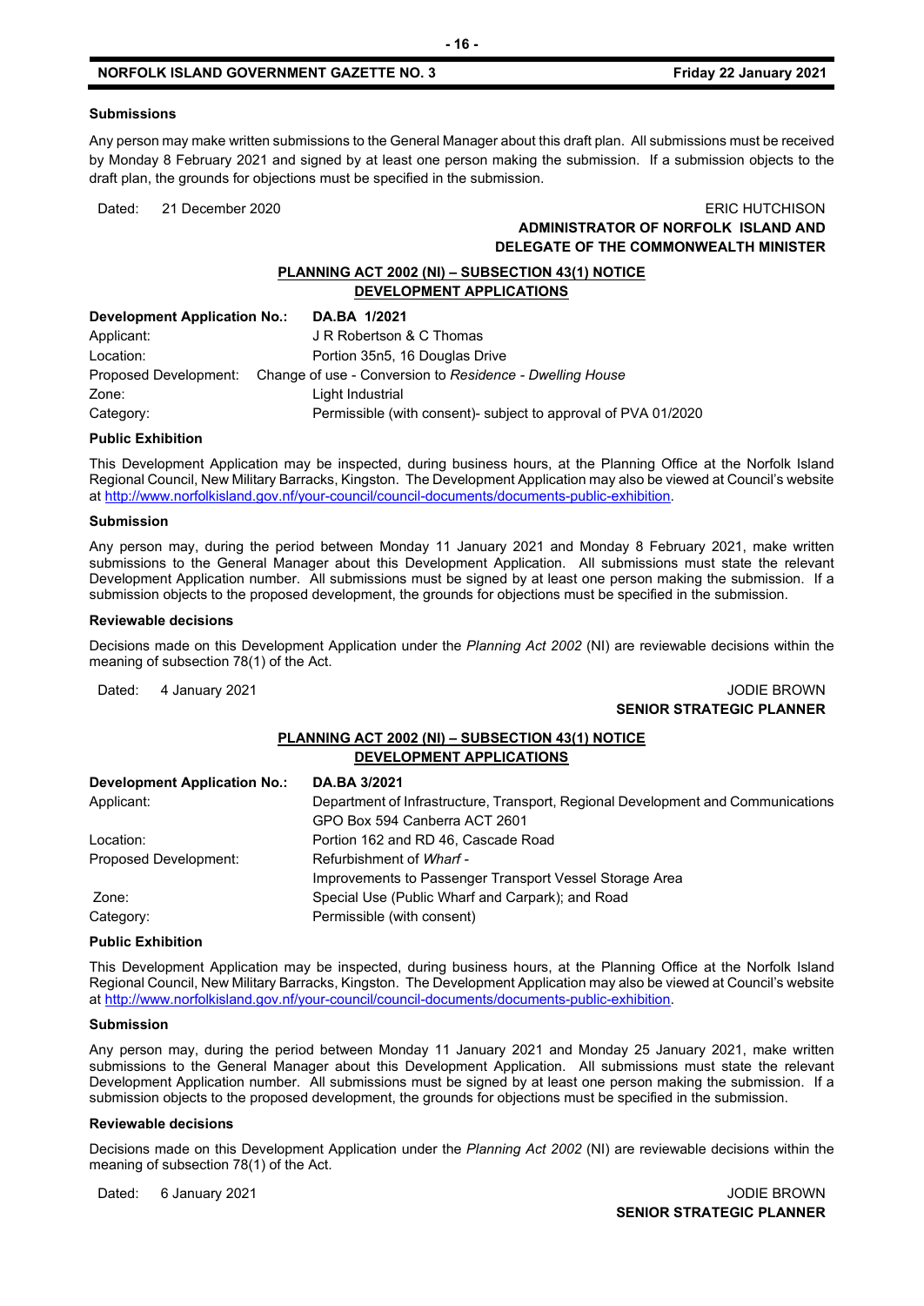#### Submissions

Any person may make written submissions to the General Manager about this draft plan. All submissions must be received by Monday 8 February 2021 and signed by at least one person making the submission. If a submission objects to the draft plan, the grounds for objections must be specified in the submission.

Dated: 21 December 2020

ERIC HUTCHISON
**ADMINISTRATOR OF NORFOLK ISLAND AND DELEGATE OF THE COMMONWEALTH MINISTER**

## PLANNING ACT 2002 (NI) – SUBSECTION 43(1) NOTICE DEVELOPMENT APPLICATIONS

| **Development Application No.:** | **DA.BA 1/2021** |
|---|---|
| Applicant: | J R Robertson & C Thomas |
| Location: | Portion 35n5, 16 Douglas Drive |
| Proposed Development: | Change of use - Conversion to *Residence - Dwelling House* |
| Zone: | Light Industrial |
| Category: | Permissible (with consent)- subject to approval of PVA 01/2020 |

#### Public Exhibition

This Development Application may be inspected, during business hours, at the Planning Office at the Norfolk Island Regional Council, New Military Barracks, Kingston. The Development Application may also be viewed at Council's website at http://www.norfolkisland.gov.nf/your-council/council-documents/documents-public-exhibition.

#### Submission

Any person may, during the period between Monday 11 January 2021 and Monday 8 February 2021, make written submissions to the General Manager about this Development Application. All submissions must state the relevant Development Application number. All submissions must be signed by at least one person making the submission. If a submission objects to the proposed development, the grounds for objections must be specified in the submission.

#### Reviewable decisions

Decisions made on this Development Application under the *Planning Act 2002* (NI) are reviewable decisions within the meaning of subsection 78(1) of the Act.

Dated: 4 January 2021

JODIE BROWN
**SENIOR STRATEGIC PLANNER**

## PLANNING ACT 2002 (NI) – SUBSECTION 43(1) NOTICE DEVELOPMENT APPLICATIONS

| **Development Application No.:** | **DA.BA 3/2021** |
|---|---|
| Applicant: | Department of Infrastructure, Transport, Regional Development and Communications GPO Box 594 Canberra ACT 2601 |
| Location: | Portion 162 and RD 46, Cascade Road |
| Proposed Development: | Refurbishment of *Wharf* - Improvements to Passenger Transport Vessel Storage Area |
| Zone: | Special Use (Public Wharf and Carpark); and Road |
| Category: | Permissible (with consent) |

#### Public Exhibition

This Development Application may be inspected, during business hours, at the Planning Office at the Norfolk Island Regional Council, New Military Barracks, Kingston. The Development Application may also be viewed at Council's website at http://www.norfolkisland.gov.nf/your-council/council-documents/documents-public-exhibition.

#### Submission

Any person may, during the period between Monday 11 January 2021 and Monday 25 January 2021, make written submissions to the General Manager about this Development Application. All submissions must state the relevant Development Application number. All submissions must be signed by at least one person making the submission. If a submission objects to the proposed development, the grounds for objections must be specified in the submission.

#### Reviewable decisions

Decisions made on this Development Application under the *Planning Act 2002* (NI) are reviewable decisions within the meaning of subsection 78(1) of the Act.

Dated: 6 January 2021

JODIE BROWN
**SENIOR STRATEGIC PLANNER**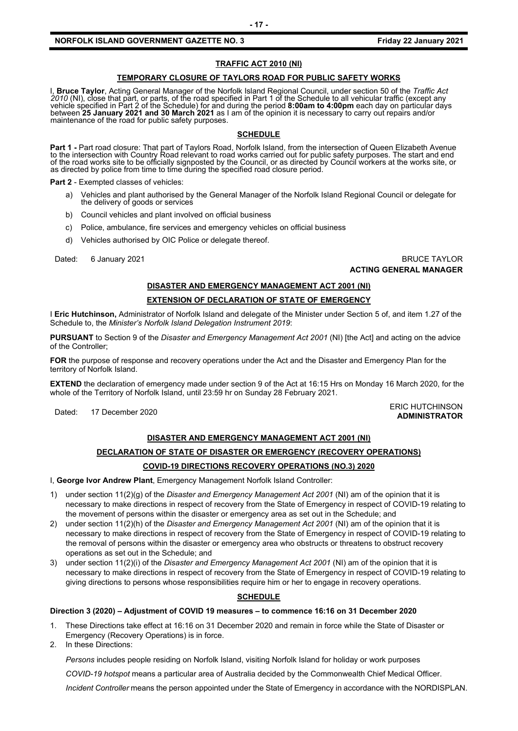## TRAFFIC ACT 2010 (NI)

### TEMPORARY CLOSURE OF TAYLORS ROAD FOR PUBLIC SAFETY WORKS

I, **Bruce Taylor**, Acting General Manager of the Norfolk Island Regional Council, under section 50 of the *Traffic Act 2010* (NI), close that part, or parts, of the road specified in Part 1 of the Schedule to all vehicular traffic (except any vehicle specified in Part 2 of the Schedule) for and during the period **8:00am to 4:00pm** each day on particular days between **25 January 2021 and 30 March 2021** as I am of the opinion it is necessary to carry out repairs and/or maintenance of the road for public safety purposes.

#### SCHEDULE

**Part 1 -** Part road closure: That part of Taylors Road, Norfolk Island, from the intersection of Queen Elizabeth Avenue to the intersection with Country Road relevant to road works carried out for public safety purposes. The start and end of the road works site to be officially signposted by the Council, or as directed by Council workers at the works site, or as directed by police from time to time during the specified road closure period.

**Part 2** - Exempted classes of vehicles:

a) Vehicles and plant authorised by the General Manager of the Norfolk Island Regional Council or delegate for the delivery of goods or services

b) Council vehicles and plant involved on official business

c) Police, ambulance, fire services and emergency vehicles on official business

d) Vehicles authorised by OIC Police or delegate thereof.

Dated: 6 January 2021

BRUCE TAYLOR
**ACTING GENERAL MANAGER**

## DISASTER AND EMERGENCY MANAGEMENT ACT 2001 (NI)

### EXTENSION OF DECLARATION OF STATE OF EMERGENCY

I **Eric Hutchinson,** Administrator of Norfolk Island and delegate of the Minister under Section 5 of, and item 1.27 of the Schedule to, the *Minister's Norfolk Island Delegation Instrument 2019*:

**PURSUANT** to Section 9 of the *Disaster and Emergency Management Act 2001* (NI) [the Act] and acting on the advice of the Controller;

**FOR** the purpose of response and recovery operations under the Act and the Disaster and Emergency Plan for the territory of Norfolk Island.

**EXTEND** the declaration of emergency made under section 9 of the Act at 16:15 Hrs on Monday 16 March 2020, for the whole of the Territory of Norfolk Island, until 23:59 hr on Sunday 28 February 2021.

Dated: 17 December 2020

ERIC HUTCHINSON
**ADMINISTRATOR**

## DISASTER AND EMERGENCY MANAGEMENT ACT 2001 (NI)

### DECLARATION OF STATE OF DISASTER OR EMERGENCY (RECOVERY OPERATIONS)

### COVID-19 DIRECTIONS RECOVERY OPERATIONS (NO.3) 2020

I, **George Ivor Andrew Plant**, Emergency Management Norfolk Island Controller:

1) under section 11(2)(g) of the *Disaster and Emergency Management Act 2001* (NI) am of the opinion that it is necessary to make directions in respect of recovery from the State of Emergency in respect of COVID-19 relating to the movement of persons within the disaster or emergency area as set out in the Schedule; and
2) under section 11(2)(h) of the *Disaster and Emergency Management Act 2001* (NI) am of the opinion that it is necessary to make directions in respect of recovery from the State of Emergency in respect of COVID-19 relating to the removal of persons within the disaster or emergency area who obstructs or threatens to obstruct recovery operations as set out in the Schedule; and
3) under section 11(2)(i) of the *Disaster and Emergency Management Act 2001* (NI) am of the opinion that it is necessary to make directions in respect of recovery from the State of Emergency in respect of COVID-19 relating to giving directions to persons whose responsibilities require him or her to engage in recovery operations.

#### SCHEDULE

**Direction 3 (2020) – Adjustment of COVID 19 measures – to commence 16:16 on 31 December 2020**

1. These Directions take effect at 16:16 on 31 December 2020 and remain in force while the State of Disaster or Emergency (Recovery Operations) is in force.
2. In these Directions:

   *Persons* includes people residing on Norfolk Island, visiting Norfolk Island for holiday or work purposes

   *COVID-19 hotspot* means a particular area of Australia decided by the Commonwealth Chief Medical Officer.

   *Incident Controller* means the person appointed under the State of Emergency in accordance with the NORDISPLAN.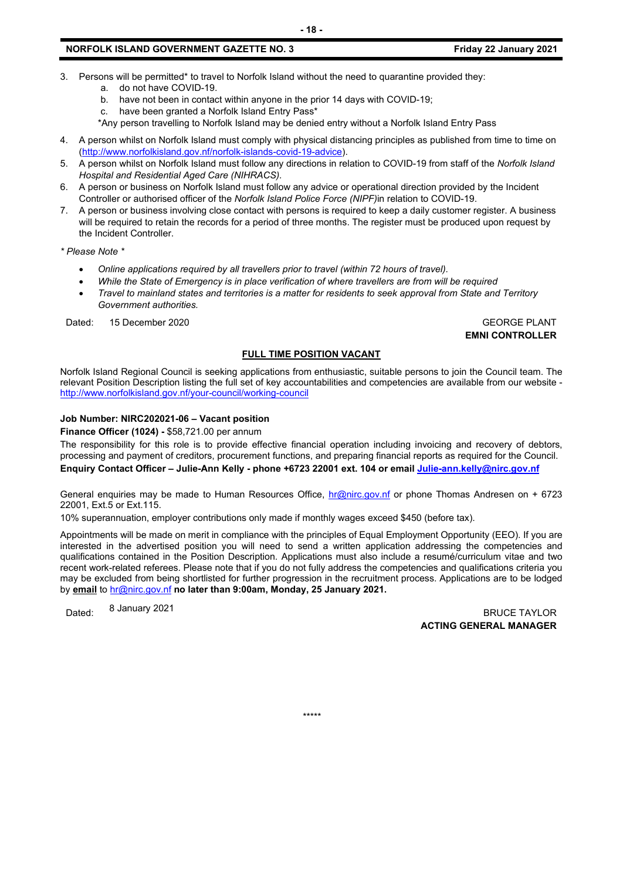3. Persons will be permitted* to travel to Norfolk Island without the need to quarantine provided they:
   a. do not have COVID-19.
   b. have not been in contact within anyone in the prior 14 days with COVID-19;
   c. have been granted a Norfolk Island Entry Pass*

   *Any person travelling to Norfolk Island may be denied entry without a Norfolk Island Entry Pass
4. A person whilst on Norfolk Island must comply with physical distancing principles as published from time to time on (http://www.norfolkisland.gov.nf/norfolk-islands-covid-19-advice).
5. A person whilst on Norfolk Island must follow any directions in relation to COVID-19 from staff of the *Norfolk Island Hospital and Residential Aged Care (NIHRACS).*
6. A person or business on Norfolk Island must follow any advice or operational direction provided by the Incident Controller or authorised officer of the *Norfolk Island Police Force (NIPF)*in relation to COVID-19.
7. A person or business involving close contact with persons is required to keep a daily customer register. A business will be required to retain the records for a period of three months. The register must be produced upon request by the Incident Controller.

*\* Please Note \**

- *Online applications required by all travellers prior to travel (within 72 hours of travel).*
- *While the State of Emergency is in place verification of where travellers are from will be required*
- *Travel to mainland states and territories is a matter for residents to seek approval from State and Territory Government authorities.*

Dated: 15 December 2020

GEORGE PLANT
**EMNI CONTROLLER**

## FULL TIME POSITION VACANT

Norfolk Island Regional Council is seeking applications from enthusiastic, suitable persons to join the Council team. The relevant Position Description listing the full set of key accountabilities and competencies are available from our website - http://www.norfolkisland.gov.nf/your-council/working-council

**Job Number: NIRC202021-06 – Vacant position**

**Finance Officer (1024) -** $58,721.00 per annum

The responsibility for this role is to provide effective financial operation including invoicing and recovery of debtors, processing and payment of creditors, procurement functions, and preparing financial reports as required for the Council.

**Enquiry Contact Officer – Julie-Ann Kelly - phone +6723 22001 ext. 104 or email Julie-ann.kelly@nirc.gov.nf**

General enquiries may be made to Human Resources Office, hr@nirc.gov.nf or phone Thomas Andresen on + 6723 22001, Ext.5 or Ext.115.

10% superannuation, employer contributions only made if monthly wages exceed $450 (before tax).

Appointments will be made on merit in compliance with the principles of Equal Employment Opportunity (EEO). If you are interested in the advertised position you will need to send a written application addressing the competencies and qualifications contained in the Position Description. Applications must also include a resumé/curriculum vitae and two recent work-related referees. Please note that if you do not fully address the competencies and qualifications criteria you may be excluded from being shortlisted for further progression in the recruitment process. Applications are to be lodged by **email** to hr@nirc.gov.nf **no later than 9:00am, Monday, 25 January 2021.**

Dated: 8 January 2021

BRUCE TAYLOR
**ACTING GENERAL MANAGER**

\*\*\*\*\*